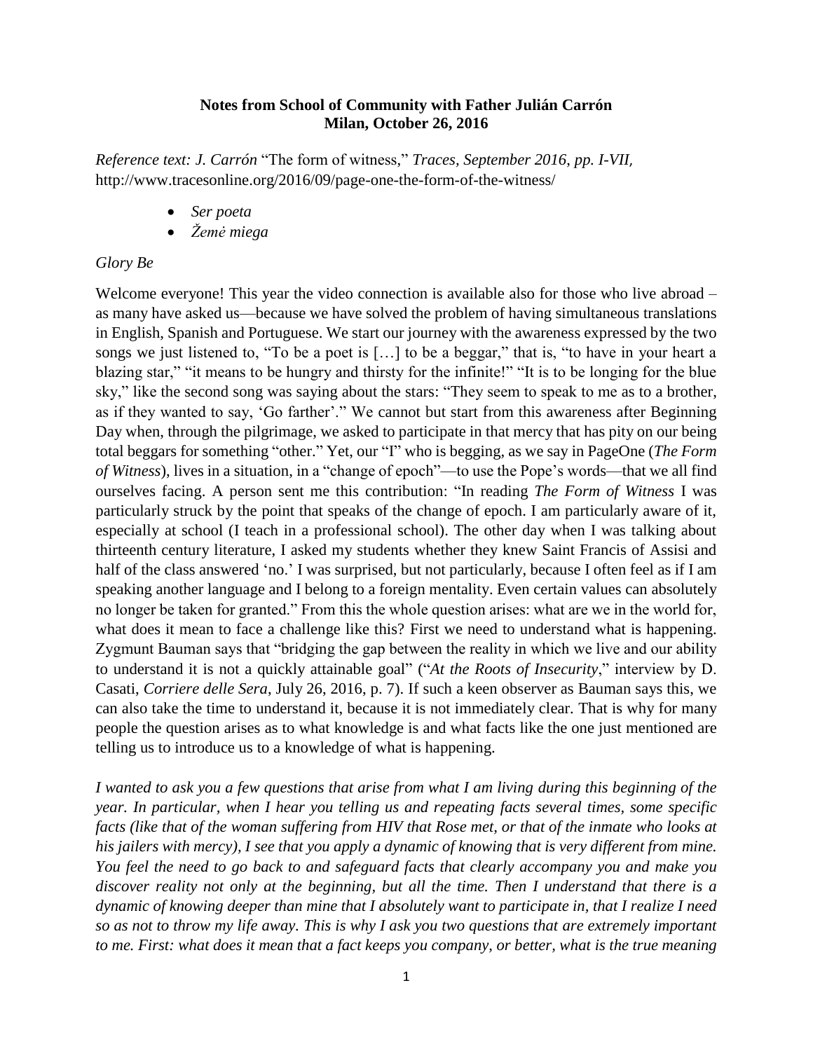**Notes from School of Community with Father Julián Carrón**
**Milan, October 26, 2016**

*Reference text: J. Carrón* "The form of witness," *Traces, September 2016, pp. I-VII,* http://www.tracesonline.org/2016/09/page-one-the-form-of-the-witness/

- *Ser poeta*
- *Žemė miega*

*Glory Be*

Welcome everyone! This year the video connection is available also for those who live abroad – as many have asked us—because we have solved the problem of having simultaneous translations in English, Spanish and Portuguese. We start our journey with the awareness expressed by the two songs we just listened to, "To be a poet is […] to be a beggar," that is, "to have in your heart a blazing star," "it means to be hungry and thirsty for the infinite!" "It is to be longing for the blue sky," like the second song was saying about the stars: "They seem to speak to me as to a brother, as if they wanted to say, 'Go farther'." We cannot but start from this awareness after Beginning Day when, through the pilgrimage, we asked to participate in that mercy that has pity on our being total beggars for something "other." Yet, our "I" who is begging, as we say in PageOne (*The Form of Witness*), lives in a situation, in a "change of epoch"—to use the Pope's words—that we all find ourselves facing. A person sent me this contribution: "In reading *The Form of Witness* I was particularly struck by the point that speaks of the change of epoch. I am particularly aware of it, especially at school (I teach in a professional school). The other day when I was talking about thirteenth century literature, I asked my students whether they knew Saint Francis of Assisi and half of the class answered 'no.' I was surprised, but not particularly, because I often feel as if I am speaking another language and I belong to a foreign mentality. Even certain values can absolutely no longer be taken for granted." From this the whole question arises: what are we in the world for, what does it mean to face a challenge like this? First we need to understand what is happening. Zygmunt Bauman says that "bridging the gap between the reality in which we live and our ability to understand it is not a quickly attainable goal" ("*At the Roots of Insecurity*," interview by D. Casati, *Corriere delle Sera*, July 26, 2016, p. 7). If such a keen observer as Bauman says this, we can also take the time to understand it, because it is not immediately clear. That is why for many people the question arises as to what knowledge is and what facts like the one just mentioned are telling us to introduce us to a knowledge of what is happening.

*I wanted to ask you a few questions that arise from what I am living during this beginning of the year. In particular, when I hear you telling us and repeating facts several times, some specific facts (like that of the woman suffering from HIV that Rose met, or that of the inmate who looks at his jailers with mercy), I see that you apply a dynamic of knowing that is very different from mine. You feel the need to go back to and safeguard facts that clearly accompany you and make you discover reality not only at the beginning, but all the time. Then I understand that there is a dynamic of knowing deeper than mine that I absolutely want to participate in, that I realize I need so as not to throw my life away. This is why I ask you two questions that are extremely important to me. First: what does it mean that a fact keeps you company, or better, what is the true meaning*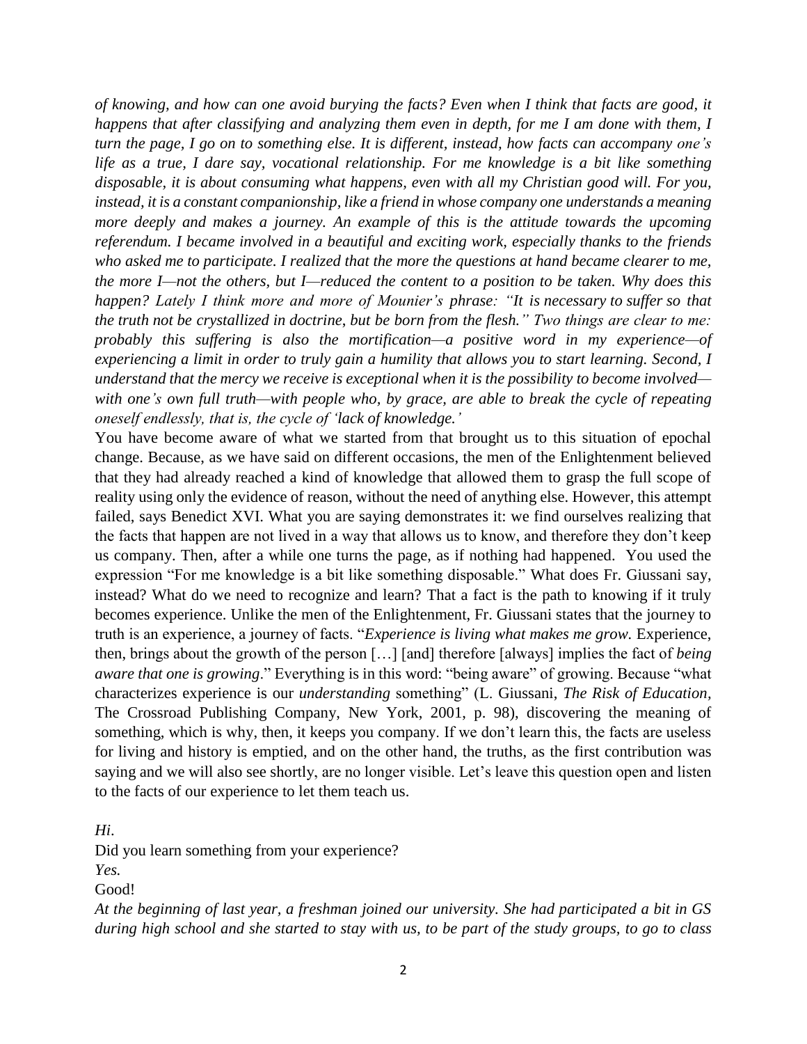*of knowing, and how can one avoid burying the facts? Even when I think that facts are good, it happens that after classifying and analyzing them even in depth, for me I am done with them, I turn the page, I go on to something else. It is different, instead, how facts can accompany one's life as a true, I dare say, vocational relationship. For me knowledge is a bit like something disposable, it is about consuming what happens, even with all my Christian good will. For you, instead, it is a constant companionship, like a friend in whose company one understands a meaning more deeply and makes a journey. An example of this is the attitude towards the upcoming referendum. I became involved in a beautiful and exciting work, especially thanks to the friends who asked me to participate. I realized that the more the questions at hand became clearer to me, the more I—not the others, but I—reduced the content to a position to be taken. Why does this happen? Lately I think more and more of Mounier's phrase: "It is necessary to suffer so that the truth not be crystallized in doctrine, but be born from the flesh." Two things are clear to me: probably this suffering is also the mortification—a positive word in my experience—of experiencing a limit in order to truly gain a humility that allows you to start learning. Second, I understand that the mercy we receive is exceptional when it is the possibility to become involved—with one's own full truth—with people who, by grace, are able to break the cycle of repeating oneself endlessly, that is, the cycle of 'lack of knowledge.'*

You have become aware of what we started from that brought us to this situation of epochal change. Because, as we have said on different occasions, the men of the Enlightenment believed that they had already reached a kind of knowledge that allowed them to grasp the full scope of reality using only the evidence of reason, without the need of anything else. However, this attempt failed, says Benedict XVI. What you are saying demonstrates it: we find ourselves realizing that the facts that happen are not lived in a way that allows us to know, and therefore they don't keep us company. Then, after a while one turns the page, as if nothing had happened. You used the expression "For me knowledge is a bit like something disposable." What does Fr. Giussani say, instead? What do we need to recognize and learn? That a fact is the path to knowing if it truly becomes experience. Unlike the men of the Enlightenment, Fr. Giussani states that the journey to truth is an experience, a journey of facts. "*Experience is living what makes me grow.* Experience, then, brings about the growth of the person […] [and] therefore [always] implies the fact of *being aware that one is growing*." Everything is in this word: "being aware" of growing. Because "what characterizes experience is our *understanding* something" (L. Giussani, *The Risk of Education,* The Crossroad Publishing Company, New York, 2001, p. 98), discovering the meaning of something, which is why, then, it keeps you company. If we don't learn this, the facts are useless for living and history is emptied, and on the other hand, the truths, as the first contribution was saying and we will also see shortly, are no longer visible. Let's leave this question open and listen to the facts of our experience to let them teach us.

*Hi*.

Did you learn something from your experience?

*Yes.*

Good!

*At the beginning of last year, a freshman joined our university. She had participated a bit in GS during high school and she started to stay with us, to be part of the study groups, to go to class*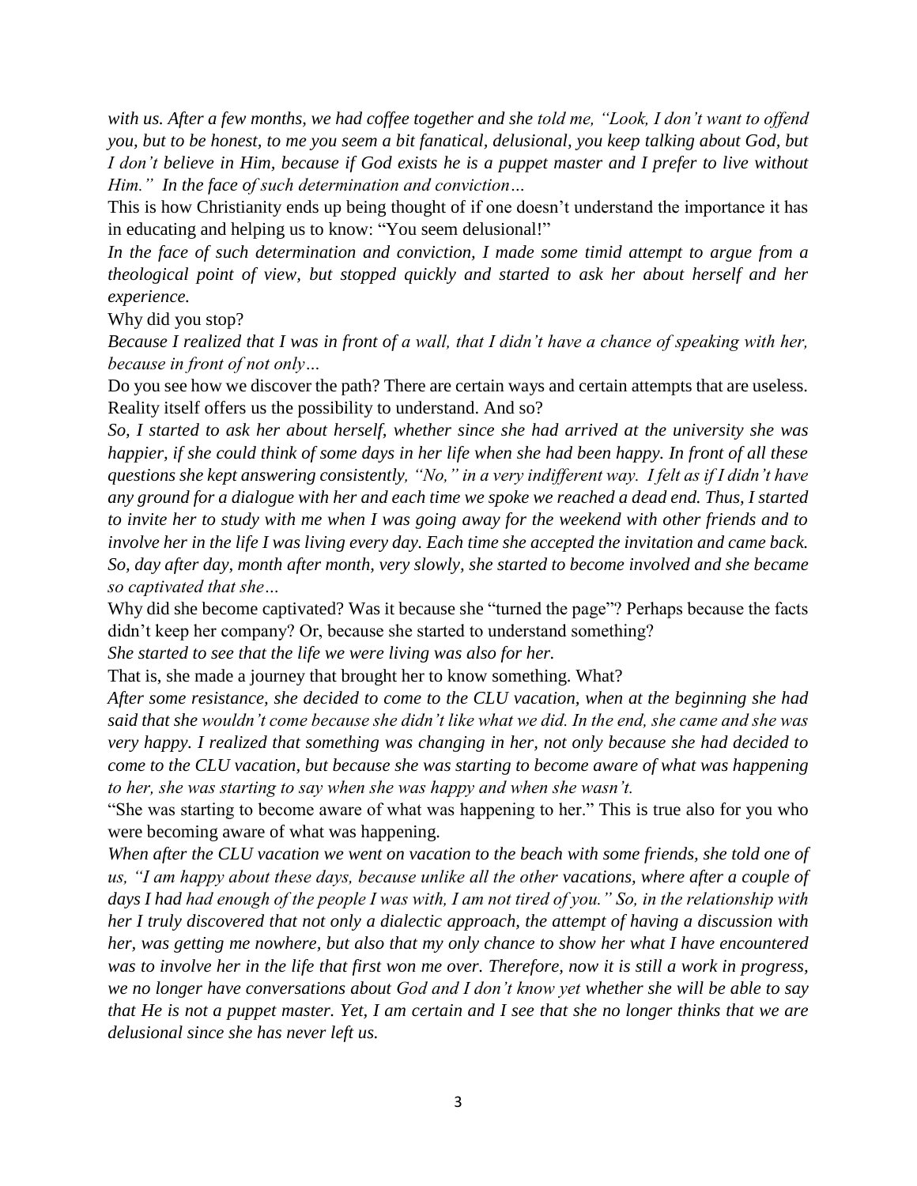*with us. After a few months, we had coffee together and she told me, "Look, I don't want to offend you, but to be honest, to me you seem a bit fanatical, delusional, you keep talking about God, but I don't believe in Him, because if God exists he is a puppet master and I prefer to live without Him." In the face of such determination and conviction…*

This is how Christianity ends up being thought of if one doesn't understand the importance it has in educating and helping us to know: "You seem delusional!"

*In the face of such determination and conviction, I made some timid attempt to argue from a theological point of view, but stopped quickly and started to ask her about herself and her experience.*

Why did you stop?

*Because I realized that I was in front of a wall, that I didn't have a chance of speaking with her, because in front of not only…*

Do you see how we discover the path? There are certain ways and certain attempts that are useless. Reality itself offers us the possibility to understand. And so?

*So, I started to ask her about herself, whether since she had arrived at the university she was happier, if she could think of some days in her life when she had been happy. In front of all these questions she kept answering consistently, "No," in a very indifferent way. I felt as if I didn't have any ground for a dialogue with her and each time we spoke we reached a dead end. Thus, I started to invite her to study with me when I was going away for the weekend with other friends and to involve her in the life I was living every day. Each time she accepted the invitation and came back. So, day after day, month after month, very slowly, she started to become involved and she became so captivated that she…*

Why did she become captivated? Was it because she "turned the page"? Perhaps because the facts didn't keep her company? Or, because she started to understand something?

*She started to see that the life we were living was also for her.*

That is, she made a journey that brought her to know something. What?

*After some resistance, she decided to come to the CLU vacation, when at the beginning she had said that she wouldn't come because she didn't like what we did. In the end, she came and she was very happy. I realized that something was changing in her, not only because she had decided to come to the CLU vacation, but because she was starting to become aware of what was happening to her, she was starting to say when she was happy and when she wasn't.*

"She was starting to become aware of what was happening to her." This is true also for you who were becoming aware of what was happening.

*When after the CLU vacation we went on vacation to the beach with some friends, she told one of us, "I am happy about these days, because unlike all the other vacations, where after a couple of days I had had enough of the people I was with, I am not tired of you." So, in the relationship with her I truly discovered that not only a dialectic approach, the attempt of having a discussion with her, was getting me nowhere, but also that my only chance to show her what I have encountered was to involve her in the life that first won me over. Therefore, now it is still a work in progress, we no longer have conversations about God and I don't know yet whether she will be able to say that He is not a puppet master. Yet, I am certain and I see that she no longer thinks that we are delusional since she has never left us.*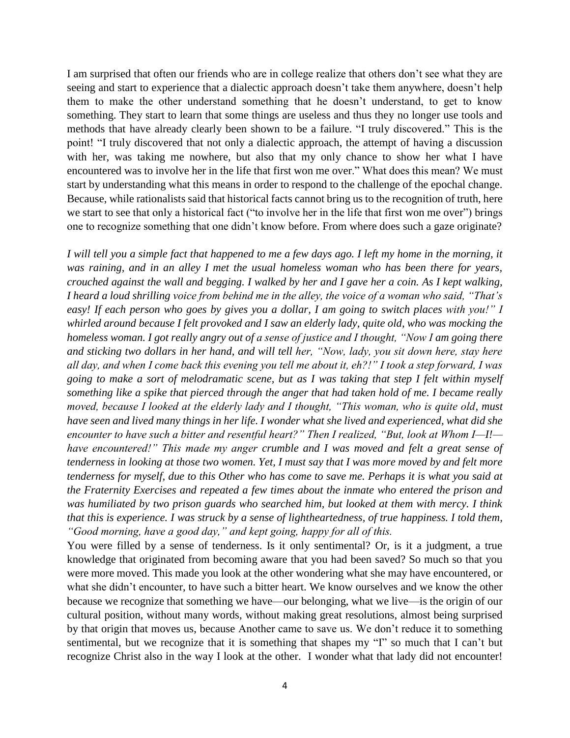I am surprised that often our friends who are in college realize that others don't see what they are seeing and start to experience that a dialectic approach doesn't take them anywhere, doesn't help them to make the other understand something that he doesn't understand, to get to know something. They start to learn that some things are useless and thus they no longer use tools and methods that have already clearly been shown to be a failure. "I truly discovered." This is the point! "I truly discovered that not only a dialectic approach, the attempt of having a discussion with her, was taking me nowhere, but also that my only chance to show her what I have encountered was to involve her in the life that first won me over." What does this mean? We must start by understanding what this means in order to respond to the challenge of the epochal change. Because, while rationalists said that historical facts cannot bring us to the recognition of truth, here we start to see that only a historical fact ("to involve her in the life that first won me over") brings one to recognize something that one didn't know before. From where does such a gaze originate?

*I will tell you a simple fact that happened to me a few days ago. I left my home in the morning, it was raining, and in an alley I met the usual homeless woman who has been there for years, crouched against the wall and begging. I walked by her and I gave her a coin. As I kept walking, I heard a loud shrilling voice from behind me in the alley, the voice of a woman who said, "That's easy! If each person who goes by gives you a dollar, I am going to switch places with you!" I whirled around because I felt provoked and I saw an elderly lady, quite old, who was mocking the homeless woman. I got really angry out of a sense of justice and I thought, "Now I am going there and sticking two dollars in her hand, and will tell her, "Now, lady, you sit down here, stay here all day, and when I come back this evening you tell me about it, eh?!" I took a step forward, I was going to make a sort of melodramatic scene, but as I was taking that step I felt within myself something like a spike that pierced through the anger that had taken hold of me. I became really moved, because I looked at the elderly lady and I thought, "This woman, who is quite old, must have seen and lived many things in her life. I wonder what she lived and experienced, what did she encounter to have such a bitter and resentful heart?" Then I realized, "But, look at Whom I—I!—have encountered!" This made my anger crumble and I was moved and felt a great sense of tenderness in looking at those two women. Yet, I must say that I was more moved by and felt more tenderness for myself, due to this Other who has come to save me. Perhaps it is what you said at the Fraternity Exercises and repeated a few times about the inmate who entered the prison and was humiliated by two prison guards who searched him, but looked at them with mercy. I think that this is experience. I was struck by a sense of lightheartedness, of true happiness. I told them, "Good morning, have a good day," and kept going, happy for all of this.*

You were filled by a sense of tenderness. Is it only sentimental? Or, is it a judgment, a true knowledge that originated from becoming aware that you had been saved? So much so that you were more moved. This made you look at the other wondering what she may have encountered, or what she didn't encounter, to have such a bitter heart. We know ourselves and we know the other because we recognize that something we have—our belonging, what we live—is the origin of our cultural position, without many words, without making great resolutions, almost being surprised by that origin that moves us, because Another came to save us. We don't reduce it to something sentimental, but we recognize that it is something that shapes my "I" so much that I can't but recognize Christ also in the way I look at the other. I wonder what that lady did not encounter!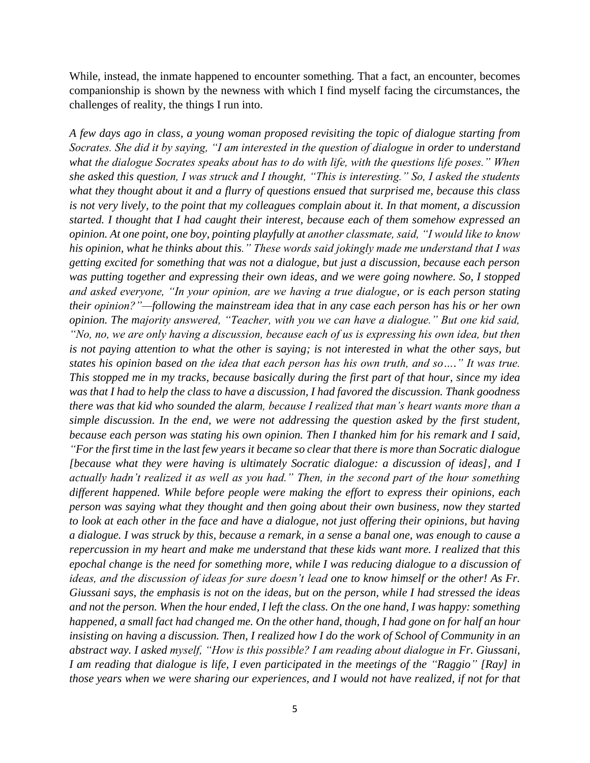While, instead, the inmate happened to encounter something. That a fact, an encounter, becomes companionship is shown by the newness with which I find myself facing the circumstances, the challenges of reality, the things I run into.

*A few days ago in class, a young woman proposed revisiting the topic of dialogue starting from Socrates. She did it by saying, "I am interested in the question of dialogue in order to understand what the dialogue Socrates speaks about has to do with life, with the questions life poses." When she asked this question, I was struck and I thought, "This is interesting." So, I asked the students what they thought about it and a flurry of questions ensued that surprised me, because this class is not very lively, to the point that my colleagues complain about it. In that moment, a discussion started. I thought that I had caught their interest, because each of them somehow expressed an opinion. At one point, one boy, pointing playfully at another classmate, said, "I would like to know his opinion, what he thinks about this." These words said jokingly made me understand that I was getting excited for something that was not a dialogue, but just a discussion, because each person was putting together and expressing their own ideas, and we were going nowhere. So, I stopped and asked everyone, "In your opinion, are we having a true dialogue, or is each person stating their opinion?"—following the mainstream idea that in any case each person has his or her own opinion. The majority answered, "Teacher, with you we can have a dialogue." But one kid said, "No, no, we are only having a discussion, because each of us is expressing his own idea, but then is not paying attention to what the other is saying; is not interested in what the other says, but states his opinion based on the idea that each person has his own truth, and so…." It was true. This stopped me in my tracks, because basically during the first part of that hour, since my idea was that I had to help the class to have a discussion, I had favored the discussion. Thank goodness there was that kid who sounded the alarm, because I realized that man's heart wants more than a simple discussion. In the end, we were not addressing the question asked by the first student, because each person was stating his own opinion. Then I thanked him for his remark and I said, "For the first time in the last few years it became so clear that there is more than Socratic dialogue [because what they were having is ultimately Socratic dialogue: a discussion of ideas], and I actually hadn't realized it as well as you had." Then, in the second part of the hour something different happened. While before people were making the effort to express their opinions, each person was saying what they thought and then going about their own business, now they started to look at each other in the face and have a dialogue, not just offering their opinions, but having a dialogue. I was struck by this, because a remark, in a sense a banal one, was enough to cause a repercussion in my heart and make me understand that these kids want more. I realized that this epochal change is the need for something more, while I was reducing dialogue to a discussion of ideas, and the discussion of ideas for sure doesn't lead one to know himself or the other! As Fr. Giussani says, the emphasis is not on the ideas, but on the person, while I had stressed the ideas and not the person. When the hour ended, I left the class. On the one hand, I was happy: something happened, a small fact had changed me. On the other hand, though, I had gone on for half an hour insisting on having a discussion. Then, I realized how I do the work of School of Community in an abstract way. I asked myself, "How is this possible? I am reading about dialogue in Fr. Giussani, I am reading that dialogue is life, I even participated in the meetings of the "Raggio" [Ray] in those years when we were sharing our experiences, and I would not have realized, if not for that*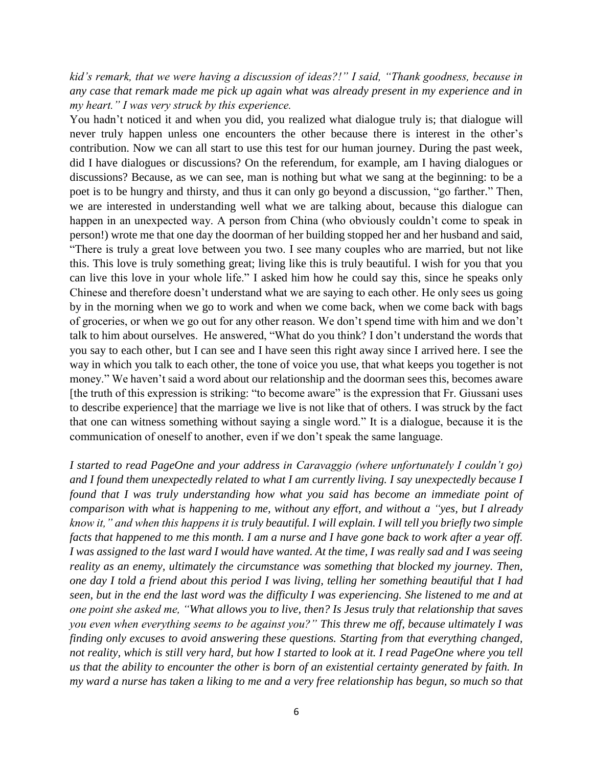*kid's remark, that we were having a discussion of ideas?!" I said, "Thank goodness, because in any case that remark made me pick up again what was already present in my experience and in my heart." I was very struck by this experience.*

You hadn't noticed it and when you did, you realized what dialogue truly is; that dialogue will never truly happen unless one encounters the other because there is interest in the other's contribution. Now we can all start to use this test for our human journey. During the past week, did I have dialogues or discussions? On the referendum, for example, am I having dialogues or discussions? Because, as we can see, man is nothing but what we sang at the beginning: to be a poet is to be hungry and thirsty, and thus it can only go beyond a discussion, "go farther." Then, we are interested in understanding well what we are talking about, because this dialogue can happen in an unexpected way. A person from China (who obviously couldn't come to speak in person!) wrote me that one day the doorman of her building stopped her and her husband and said, "There is truly a great love between you two. I see many couples who are married, but not like this. This love is truly something great; living like this is truly beautiful. I wish for you that you can live this love in your whole life." I asked him how he could say this, since he speaks only Chinese and therefore doesn't understand what we are saying to each other. He only sees us going by in the morning when we go to work and when we come back, when we come back with bags of groceries, or when we go out for any other reason. We don't spend time with him and we don't talk to him about ourselves. He answered, "What do you think? I don't understand the words that you say to each other, but I can see and I have seen this right away since I arrived here. I see the way in which you talk to each other, the tone of voice you use, that what keeps you together is not money." We haven't said a word about our relationship and the doorman sees this, becomes aware [the truth of this expression is striking: "to become aware" is the expression that Fr. Giussani uses to describe experience] that the marriage we live is not like that of others. I was struck by the fact that one can witness something without saying a single word." It is a dialogue, because it is the communication of oneself to another, even if we don't speak the same language.

*I started to read PageOne and your address in Caravaggio (where unfortunately I couldn't go) and I found them unexpectedly related to what I am currently living. I say unexpectedly because I found that I was truly understanding how what you said has become an immediate point of comparison with what is happening to me, without any effort, and without a "yes, but I already know it," and when this happens it is truly beautiful. I will explain. I will tell you briefly two simple facts that happened to me this month. I am a nurse and I have gone back to work after a year off. I was assigned to the last ward I would have wanted. At the time, I was really sad and I was seeing reality as an enemy, ultimately the circumstance was something that blocked my journey. Then, one day I told a friend about this period I was living, telling her something beautiful that I had seen, but in the end the last word was the difficulty I was experiencing. She listened to me and at one point she asked me, "What allows you to live, then? Is Jesus truly that relationship that saves you even when everything seems to be against you?" This threw me off, because ultimately I was finding only excuses to avoid answering these questions. Starting from that everything changed, not reality, which is still very hard, but how I started to look at it. I read PageOne where you tell us that the ability to encounter the other is born of an existential certainty generated by faith. In my ward a nurse has taken a liking to me and a very free relationship has begun, so much so that*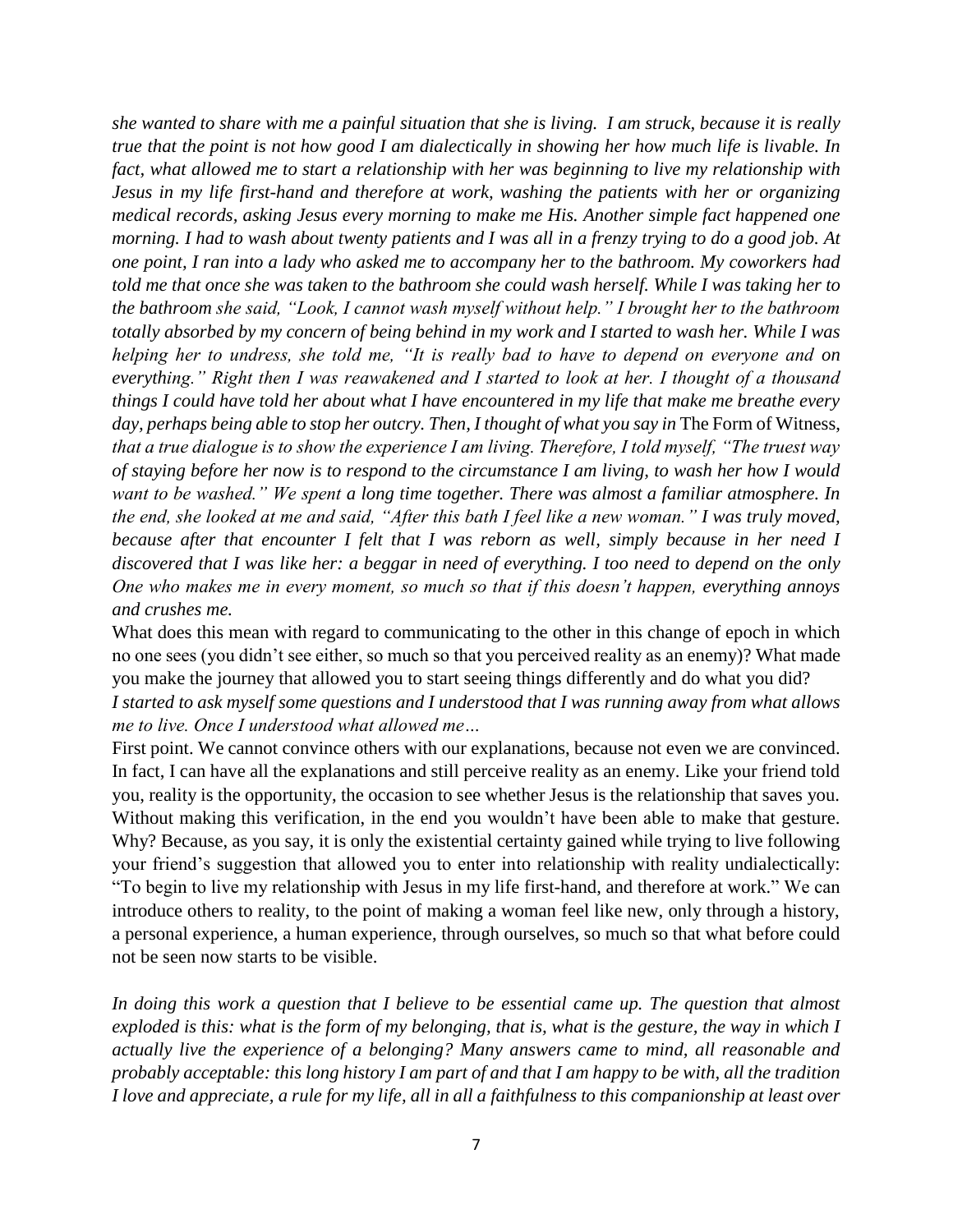*she wanted to share with me a painful situation that she is living. I am struck, because it is really true that the point is not how good I am dialectically in showing her how much life is livable. In fact, what allowed me to start a relationship with her was beginning to live my relationship with Jesus in my life first-hand and therefore at work, washing the patients with her or organizing medical records, asking Jesus every morning to make me His. Another simple fact happened one morning. I had to wash about twenty patients and I was all in a frenzy trying to do a good job. At one point, I ran into a lady who asked me to accompany her to the bathroom. My coworkers had told me that once she was taken to the bathroom she could wash herself. While I was taking her to the bathroom she said, "Look, I cannot wash myself without help." I brought her to the bathroom totally absorbed by my concern of being behind in my work and I started to wash her. While I was helping her to undress, she told me, "It is really bad to have to depend on everyone and on everything." Right then I was reawakened and I started to look at her. I thought of a thousand things I could have told her about what I have encountered in my life that make me breathe every day, perhaps being able to stop her outcry. Then, I thought of what you say in* The Form of Witness*, that a true dialogue is to show the experience I am living. Therefore, I told myself, "The truest way of staying before her now is to respond to the circumstance I am living, to wash her how I would want to be washed." We spent a long time together. There was almost a familiar atmosphere. In the end, she looked at me and said, "After this bath I feel like a new woman." I was truly moved, because after that encounter I felt that I was reborn as well, simply because in her need I discovered that I was like her: a beggar in need of everything. I too need to depend on the only One who makes me in every moment, so much so that if this doesn't happen, everything annoys and crushes me.*

What does this mean with regard to communicating to the other in this change of epoch in which no one sees (you didn't see either, so much so that you perceived reality as an enemy)? What made you make the journey that allowed you to start seeing things differently and do what you did?

*I started to ask myself some questions and I understood that I was running away from what allows me to live. Once I understood what allowed me…*

First point. We cannot convince others with our explanations, because not even we are convinced. In fact, I can have all the explanations and still perceive reality as an enemy. Like your friend told you, reality is the opportunity, the occasion to see whether Jesus is the relationship that saves you. Without making this verification, in the end you wouldn't have been able to make that gesture. Why? Because, as you say, it is only the existential certainty gained while trying to live following your friend's suggestion that allowed you to enter into relationship with reality undialectically: "To begin to live my relationship with Jesus in my life first-hand, and therefore at work." We can introduce others to reality, to the point of making a woman feel like new, only through a history, a personal experience, a human experience, through ourselves, so much so that what before could not be seen now starts to be visible.

*In doing this work a question that I believe to be essential came up. The question that almost exploded is this: what is the form of my belonging, that is, what is the gesture, the way in which I actually live the experience of a belonging? Many answers came to mind, all reasonable and probably acceptable: this long history I am part of and that I am happy to be with, all the tradition I love and appreciate, a rule for my life, all in all a faithfulness to this companionship at least over*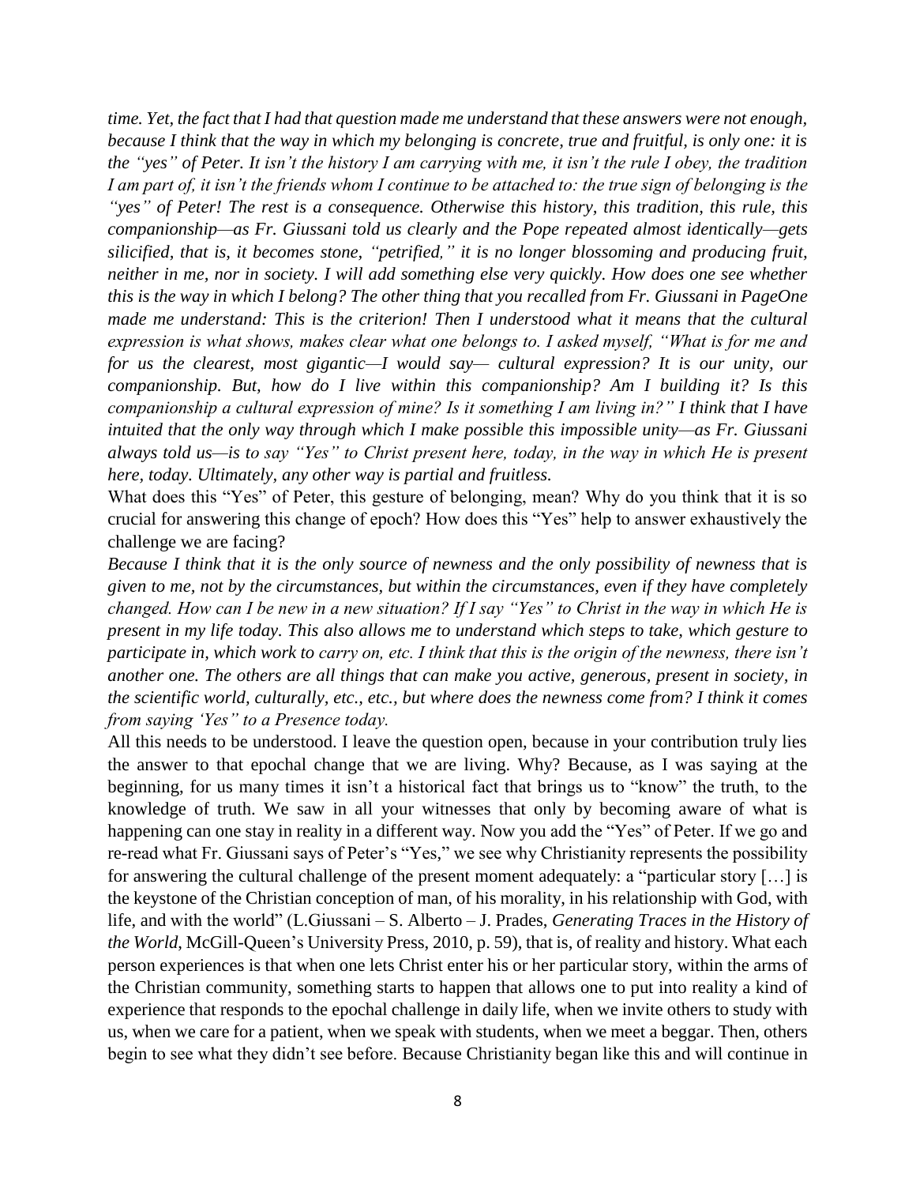*time. Yet, the fact that I had that question made me understand that these answers were not enough, because I think that the way in which my belonging is concrete, true and fruitful, is only one: it is the "yes" of Peter. It isn't the history I am carrying with me, it isn't the rule I obey, the tradition I am part of, it isn't the friends whom I continue to be attached to: the true sign of belonging is the "yes" of Peter! The rest is a consequence. Otherwise this history, this tradition, this rule, this companionship—as Fr. Giussani told us clearly and the Pope repeated almost identically—gets silicified, that is, it becomes stone, "petrified," it is no longer blossoming and producing fruit, neither in me, nor in society. I will add something else very quickly. How does one see whether this is the way in which I belong? The other thing that you recalled from Fr. Giussani in PageOne made me understand: This is the criterion! Then I understood what it means that the cultural expression is what shows, makes clear what one belongs to. I asked myself, "What is for me and for us the clearest, most gigantic—I would say— cultural expression? It is our unity, our companionship. But, how do I live within this companionship? Am I building it? Is this companionship a cultural expression of mine? Is it something I am living in?" I think that I have intuited that the only way through which I make possible this impossible unity—as Fr. Giussani always told us—is to say "Yes" to Christ present here, today, in the way in which He is present here, today. Ultimately, any other way is partial and fruitless.*

What does this "Yes" of Peter, this gesture of belonging, mean? Why do you think that it is so crucial for answering this change of epoch? How does this "Yes" help to answer exhaustively the challenge we are facing?

*Because I think that it is the only source of newness and the only possibility of newness that is given to me, not by the circumstances, but within the circumstances, even if they have completely changed. How can I be new in a new situation? If I say "Yes" to Christ in the way in which He is present in my life today. This also allows me to understand which steps to take, which gesture to participate in, which work to carry on, etc. I think that this is the origin of the newness, there isn't another one. The others are all things that can make you active, generous, present in society, in the scientific world, culturally, etc., etc., but where does the newness come from? I think it comes from saying 'Yes" to a Presence today.*

All this needs to be understood. I leave the question open, because in your contribution truly lies the answer to that epochal change that we are living. Why? Because, as I was saying at the beginning, for us many times it isn't a historical fact that brings us to "know" the truth, to the knowledge of truth. We saw in all your witnesses that only by becoming aware of what is happening can one stay in reality in a different way. Now you add the "Yes" of Peter. If we go and re-read what Fr. Giussani says of Peter's "Yes," we see why Christianity represents the possibility for answering the cultural challenge of the present moment adequately: a "particular story […] is the keystone of the Christian conception of man, of his morality, in his relationship with God, with life, and with the world" (L.Giussani – S. Alberto – J. Prades, *Generating Traces in the History of the World*, McGill-Queen's University Press, 2010, p. 59), that is, of reality and history. What each person experiences is that when one lets Christ enter his or her particular story, within the arms of the Christian community, something starts to happen that allows one to put into reality a kind of experience that responds to the epochal challenge in daily life, when we invite others to study with us, when we care for a patient, when we speak with students, when we meet a beggar. Then, others begin to see what they didn't see before. Because Christianity began like this and will continue in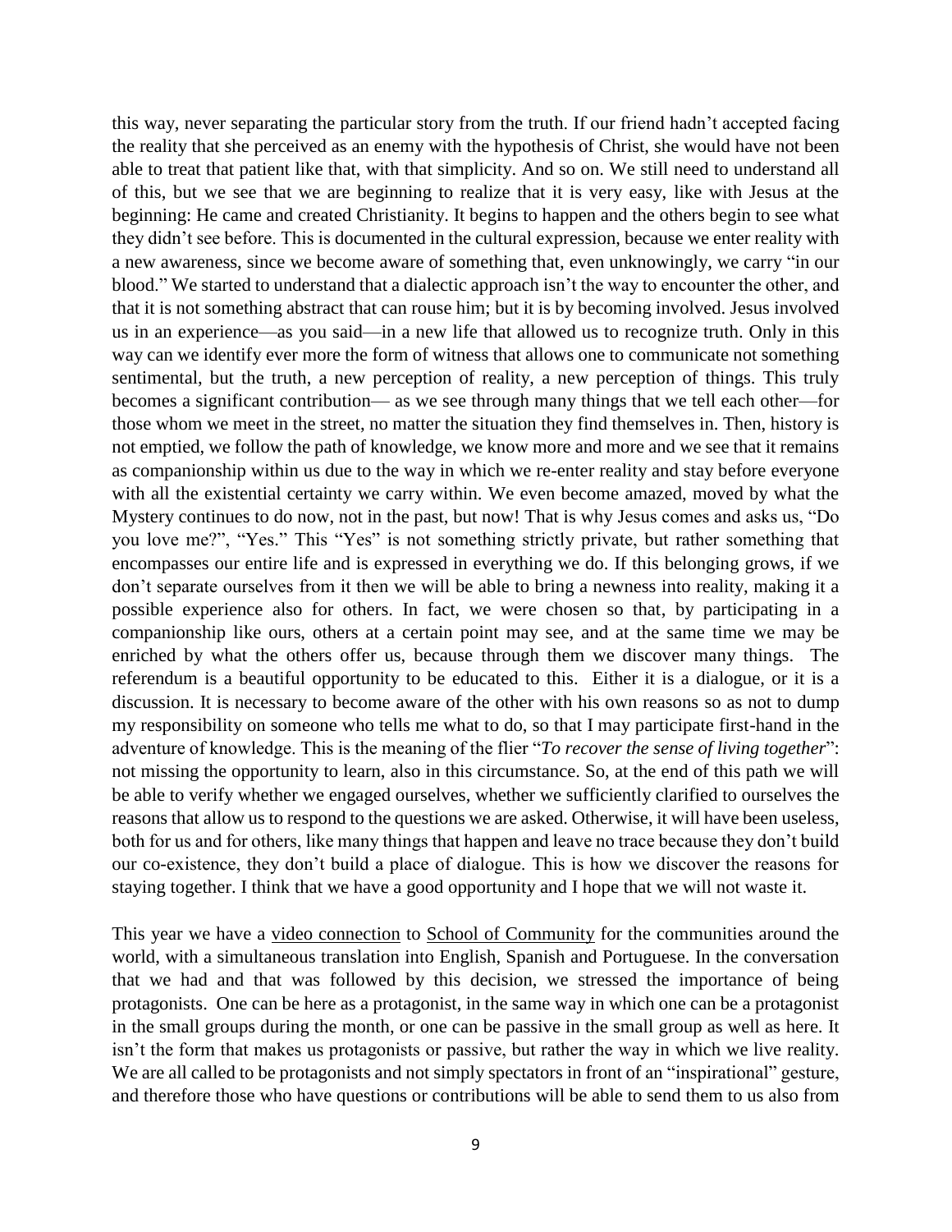this way, never separating the particular story from the truth. If our friend hadn't accepted facing the reality that she perceived as an enemy with the hypothesis of Christ, she would have not been able to treat that patient like that, with that simplicity. And so on. We still need to understand all of this, but we see that we are beginning to realize that it is very easy, like with Jesus at the beginning: He came and created Christianity. It begins to happen and the others begin to see what they didn't see before. This is documented in the cultural expression, because we enter reality with a new awareness, since we become aware of something that, even unknowingly, we carry "in our blood." We started to understand that a dialectic approach isn't the way to encounter the other, and that it is not something abstract that can rouse him; but it is by becoming involved. Jesus involved us in an experience—as you said—in a new life that allowed us to recognize truth. Only in this way can we identify ever more the form of witness that allows one to communicate not something sentimental, but the truth, a new perception of reality, a new perception of things. This truly becomes a significant contribution— as we see through many things that we tell each other—for those whom we meet in the street, no matter the situation they find themselves in. Then, history is not emptied, we follow the path of knowledge, we know more and more and we see that it remains as companionship within us due to the way in which we re-enter reality and stay before everyone with all the existential certainty we carry within. We even become amazed, moved by what the Mystery continues to do now, not in the past, but now! That is why Jesus comes and asks us, "Do you love me?", "Yes." This "Yes" is not something strictly private, but rather something that encompasses our entire life and is expressed in everything we do. If this belonging grows, if we don't separate ourselves from it then we will be able to bring a newness into reality, making it a possible experience also for others. In fact, we were chosen so that, by participating in a companionship like ours, others at a certain point may see, and at the same time we may be enriched by what the others offer us, because through them we discover many things. The referendum is a beautiful opportunity to be educated to this. Either it is a dialogue, or it is a discussion. It is necessary to become aware of the other with his own reasons so as not to dump my responsibility on someone who tells me what to do, so that I may participate first-hand in the adventure of knowledge. This is the meaning of the flier "*To recover the sense of living together*": not missing the opportunity to learn, also in this circumstance. So, at the end of this path we will be able to verify whether we engaged ourselves, whether we sufficiently clarified to ourselves the reasons that allow us to respond to the questions we are asked. Otherwise, it will have been useless, both for us and for others, like many things that happen and leave no trace because they don't build our co-existence, they don't build a place of dialogue. This is how we discover the reasons for staying together. I think that we have a good opportunity and I hope that we will not waste it.

This year we have a video connection to School of Community for the communities around the world, with a simultaneous translation into English, Spanish and Portuguese. In the conversation that we had and that was followed by this decision, we stressed the importance of being protagonists. One can be here as a protagonist, in the same way in which one can be a protagonist in the small groups during the month, or one can be passive in the small group as well as here. It isn't the form that makes us protagonists or passive, but rather the way in which we live reality. We are all called to be protagonists and not simply spectators in front of an "inspirational" gesture, and therefore those who have questions or contributions will be able to send them to us also from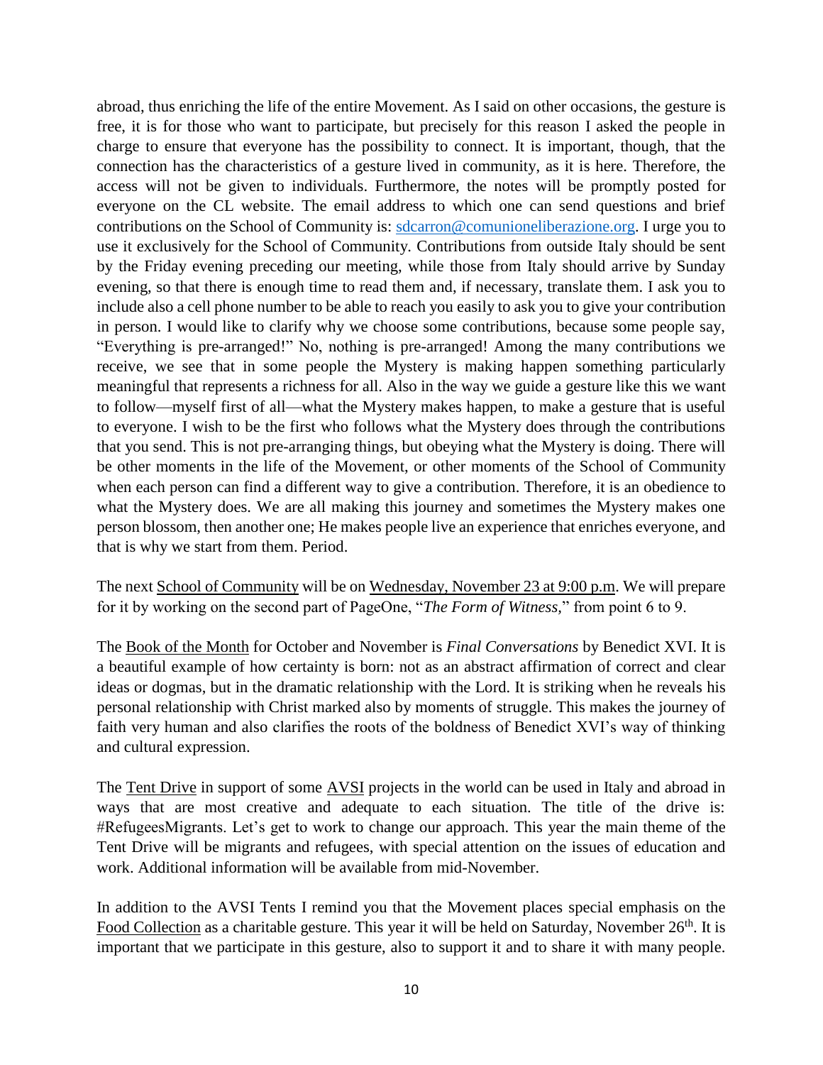abroad, thus enriching the life of the entire Movement. As I said on other occasions, the gesture is free, it is for those who want to participate, but precisely for this reason I asked the people in charge to ensure that everyone has the possibility to connect. It is important, though, that the connection has the characteristics of a gesture lived in community, as it is here. Therefore, the access will not be given to individuals. Furthermore, the notes will be promptly posted for everyone on the CL website. The email address to which one can send questions and brief contributions on the School of Community is: sdcarron@comunioneliberazione.org. I urge you to use it exclusively for the School of Community. Contributions from outside Italy should be sent by the Friday evening preceding our meeting, while those from Italy should arrive by Sunday evening, so that there is enough time to read them and, if necessary, translate them. I ask you to include also a cell phone number to be able to reach you easily to ask you to give your contribution in person. I would like to clarify why we choose some contributions, because some people say, "Everything is pre-arranged!" No, nothing is pre-arranged! Among the many contributions we receive, we see that in some people the Mystery is making happen something particularly meaningful that represents a richness for all. Also in the way we guide a gesture like this we want to follow—myself first of all—what the Mystery makes happen, to make a gesture that is useful to everyone. I wish to be the first who follows what the Mystery does through the contributions that you send. This is not pre-arranging things, but obeying what the Mystery is doing. There will be other moments in the life of the Movement, or other moments of the School of Community when each person can find a different way to give a contribution. Therefore, it is an obedience to what the Mystery does. We are all making this journey and sometimes the Mystery makes one person blossom, then another one; He makes people live an experience that enriches everyone, and that is why we start from them. Period.

The next School of Community will be on Wednesday, November 23 at 9:00 p.m. We will prepare for it by working on the second part of PageOne, "*The Form of Witness*," from point 6 to 9.

The Book of the Month for October and November is *Final Conversations* by Benedict XVI. It is a beautiful example of how certainty is born: not as an abstract affirmation of correct and clear ideas or dogmas, but in the dramatic relationship with the Lord. It is striking when he reveals his personal relationship with Christ marked also by moments of struggle. This makes the journey of faith very human and also clarifies the roots of the boldness of Benedict XVI's way of thinking and cultural expression.

The Tent Drive in support of some AVSI projects in the world can be used in Italy and abroad in ways that are most creative and adequate to each situation. The title of the drive is: #RefugeesMigrants. Let's get to work to change our approach. This year the main theme of the Tent Drive will be migrants and refugees, with special attention on the issues of education and work. Additional information will be available from mid-November.

In addition to the AVSI Tents I remind you that the Movement places special emphasis on the Food Collection as a charitable gesture. This year it will be held on Saturday, November 26th. It is important that we participate in this gesture, also to support it and to share it with many people.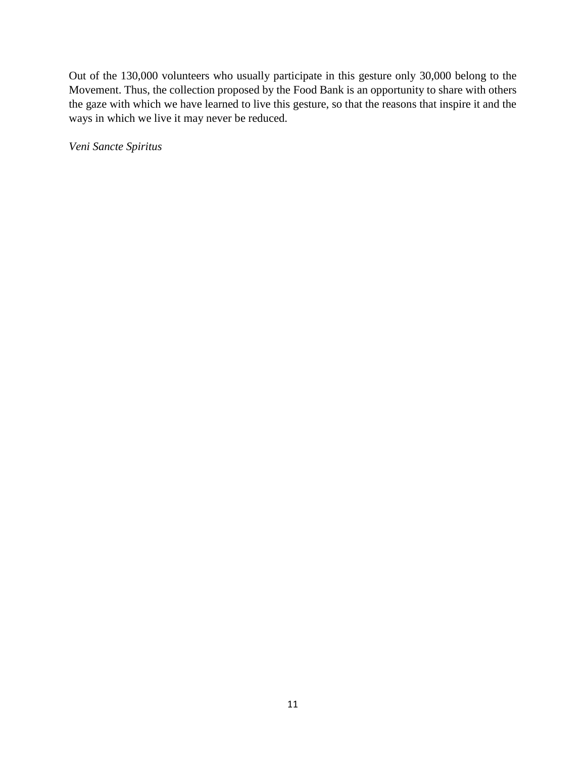Out of the 130,000 volunteers who usually participate in this gesture only 30,000 belong to the Movement. Thus, the collection proposed by the Food Bank is an opportunity to share with others the gaze with which we have learned to live this gesture, so that the reasons that inspire it and the ways in which we live it may never be reduced.

*Veni Sancte Spiritus*